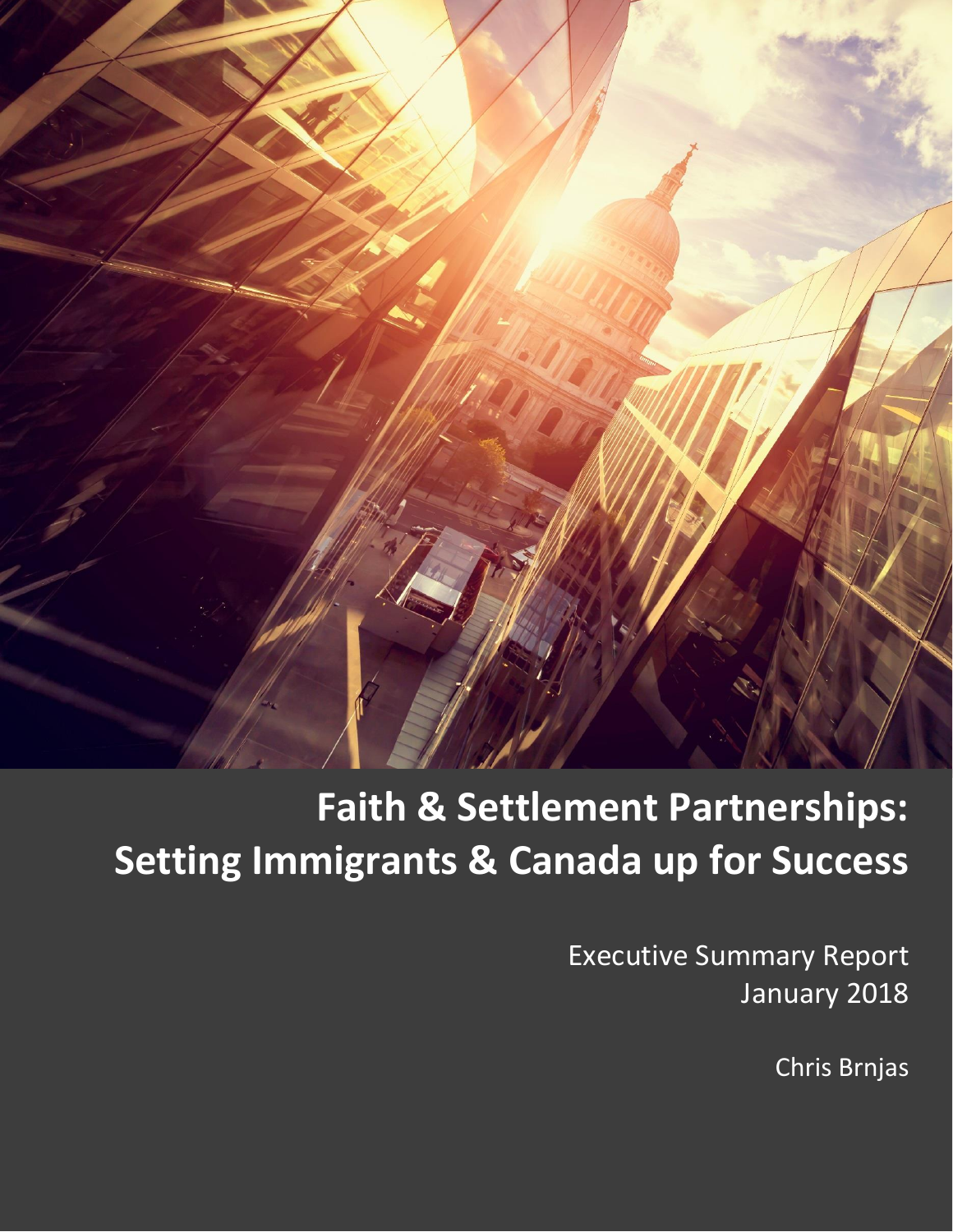# Faith & Settlement Partnerships: Setting Immigrants & Canada up for Success

Executive Summary Report
January 2018

Chris Brnjas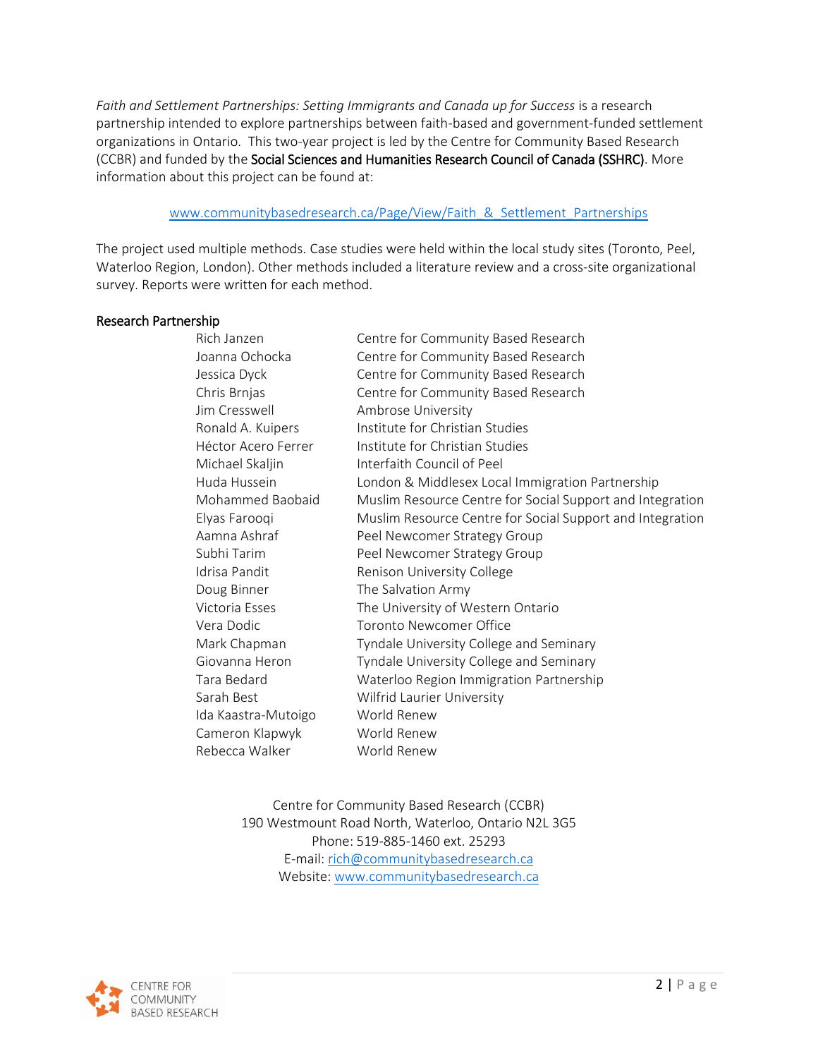*Faith and Settlement Partnerships: Setting Immigrants and Canada up for Success* is a research partnership intended to explore partnerships between faith-based and government-funded settlement organizations in Ontario. This two-year project is led by the Centre for Community Based Research (CCBR) and funded by the Social Sciences and Humanities Research Council of Canada (SSHRC). More information about this project can be found at:

www.communitybasedresearch.ca/Page/View/Faith_&_Settlement_Partnerships

The project used multiple methods. Case studies were held within the local study sites (Toronto, Peel, Waterloo Region, London). Other methods included a literature review and a cross-site organizational survey. Reports were written for each method.

## Research Partnership

| Name | Organization |
| --- | --- |
| Rich Janzen | Centre for Community Based Research |
| Joanna Ochocka | Centre for Community Based Research |
| Jessica Dyck | Centre for Community Based Research |
| Chris Brnjas | Centre for Community Based Research |
| Jim Cresswell | Ambrose University |
| Ronald A. Kuipers | Institute for Christian Studies |
| Héctor Acero Ferrer | Institute for Christian Studies |
| Michael Skaljin | Interfaith Council of Peel |
| Huda Hussein | London & Middlesex Local Immigration Partnership |
| Mohammed Baobaid | Muslim Resource Centre for Social Support and Integration |
| Elyas Farooqi | Muslim Resource Centre for Social Support and Integration |
| Aamna Ashraf | Peel Newcomer Strategy Group |
| Subhi Tarim | Peel Newcomer Strategy Group |
| Idrisa Pandit | Renison University College |
| Doug Binner | The Salvation Army |
| Victoria Esses | The University of Western Ontario |
| Vera Dodic | Toronto Newcomer Office |
| Mark Chapman | Tyndale University College and Seminary |
| Giovanna Heron | Tyndale University College and Seminary |
| Tara Bedard | Waterloo Region Immigration Partnership |
| Sarah Best | Wilfrid Laurier University |
| Ida Kaastra-Mutoigo | World Renew |
| Cameron Klapwyk | World Renew |
| Rebecca Walker | World Renew |

Centre for Community Based Research (CCBR)
190 Westmount Road North, Waterloo, Ontario N2L 3G5
Phone: 519-885-1460 ext. 25293
E-mail: rich@communitybasedresearch.ca
Website: www.communitybasedresearch.ca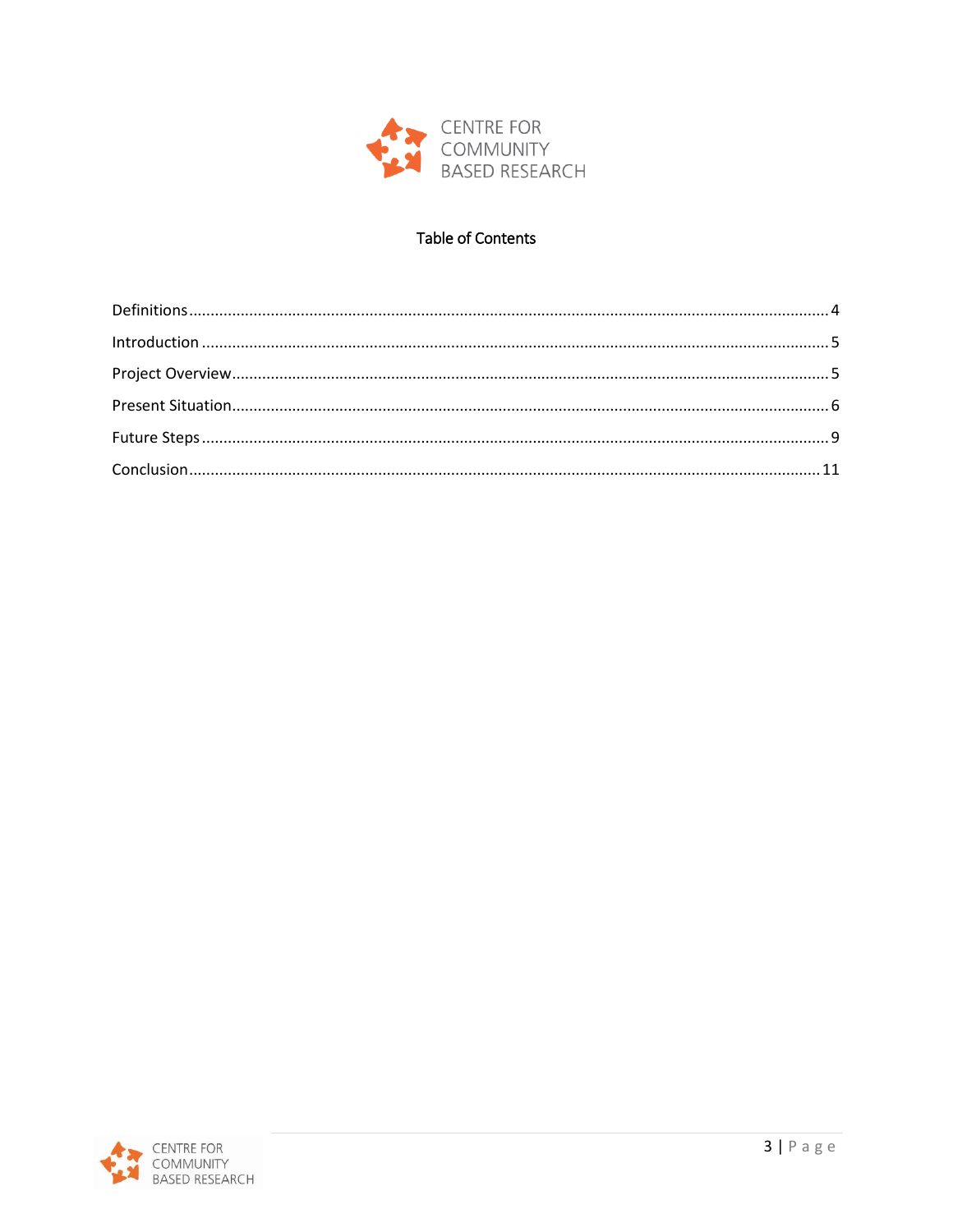CENTRE FOR COMMUNITY BASED RESEARCH

# Table of Contents

Definitions .......... 4

Introduction .......... 5

Project Overview .......... 5

Present Situation .......... 6

Future Steps .......... 9

Conclusion .......... 11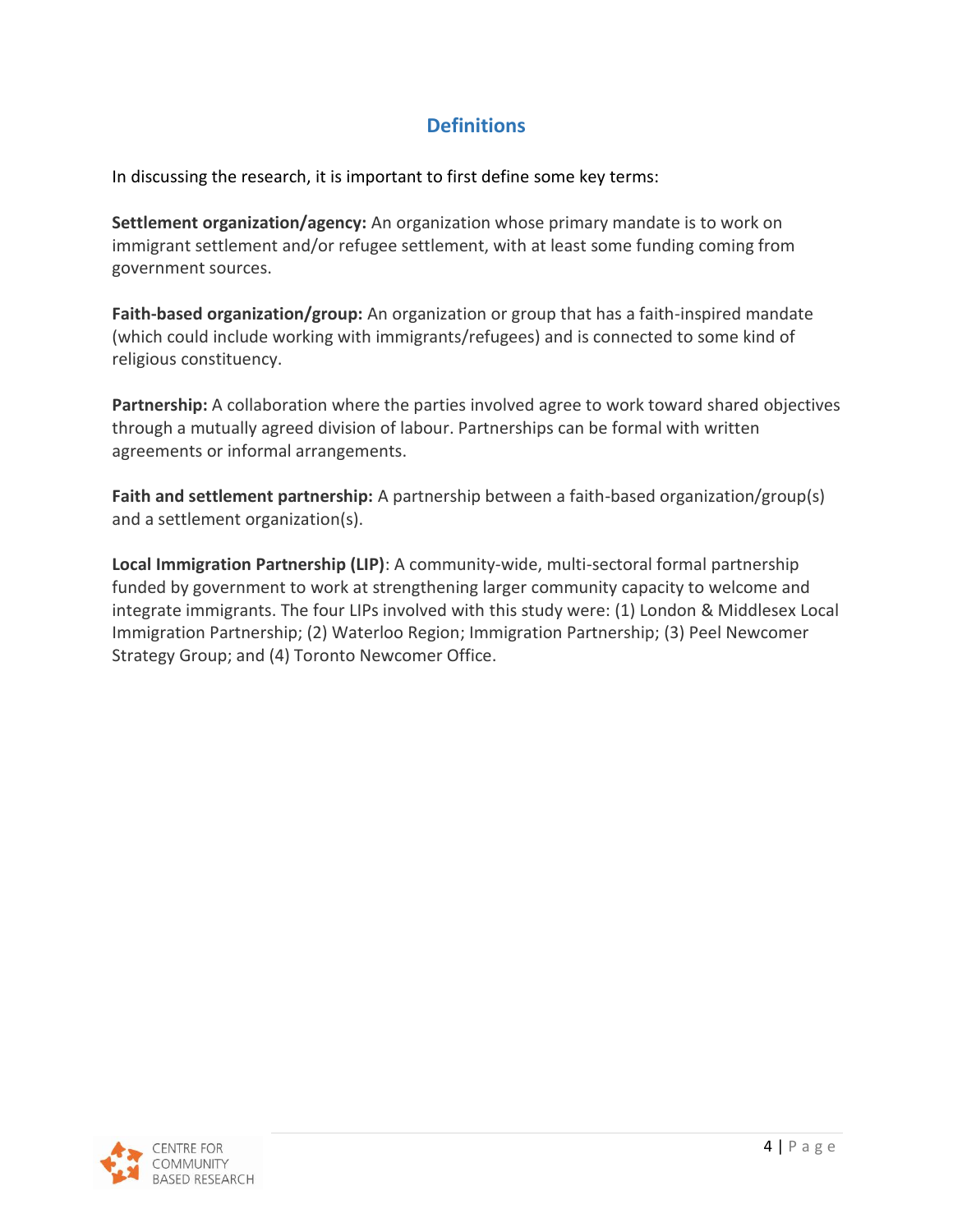## Definitions

In discussing the research, it is important to first define some key terms:

**Settlement organization/agency:** An organization whose primary mandate is to work on immigrant settlement and/or refugee settlement, with at least some funding coming from government sources.

**Faith-based organization/group:** An organization or group that has a faith-inspired mandate (which could include working with immigrants/refugees) and is connected to some kind of religious constituency.

**Partnership:** A collaboration where the parties involved agree to work toward shared objectives through a mutually agreed division of labour. Partnerships can be formal with written agreements or informal arrangements.

**Faith and settlement partnership:** A partnership between a faith-based organization/group(s) and a settlement organization(s).

**Local Immigration Partnership (LIP)**: A community-wide, multi-sectoral formal partnership funded by government to work at strengthening larger community capacity to welcome and integrate immigrants. The four LIPs involved with this study were: (1) London & Middlesex Local Immigration Partnership; (2) Waterloo Region; Immigration Partnership; (3) Peel Newcomer Strategy Group; and (4) Toronto Newcomer Office.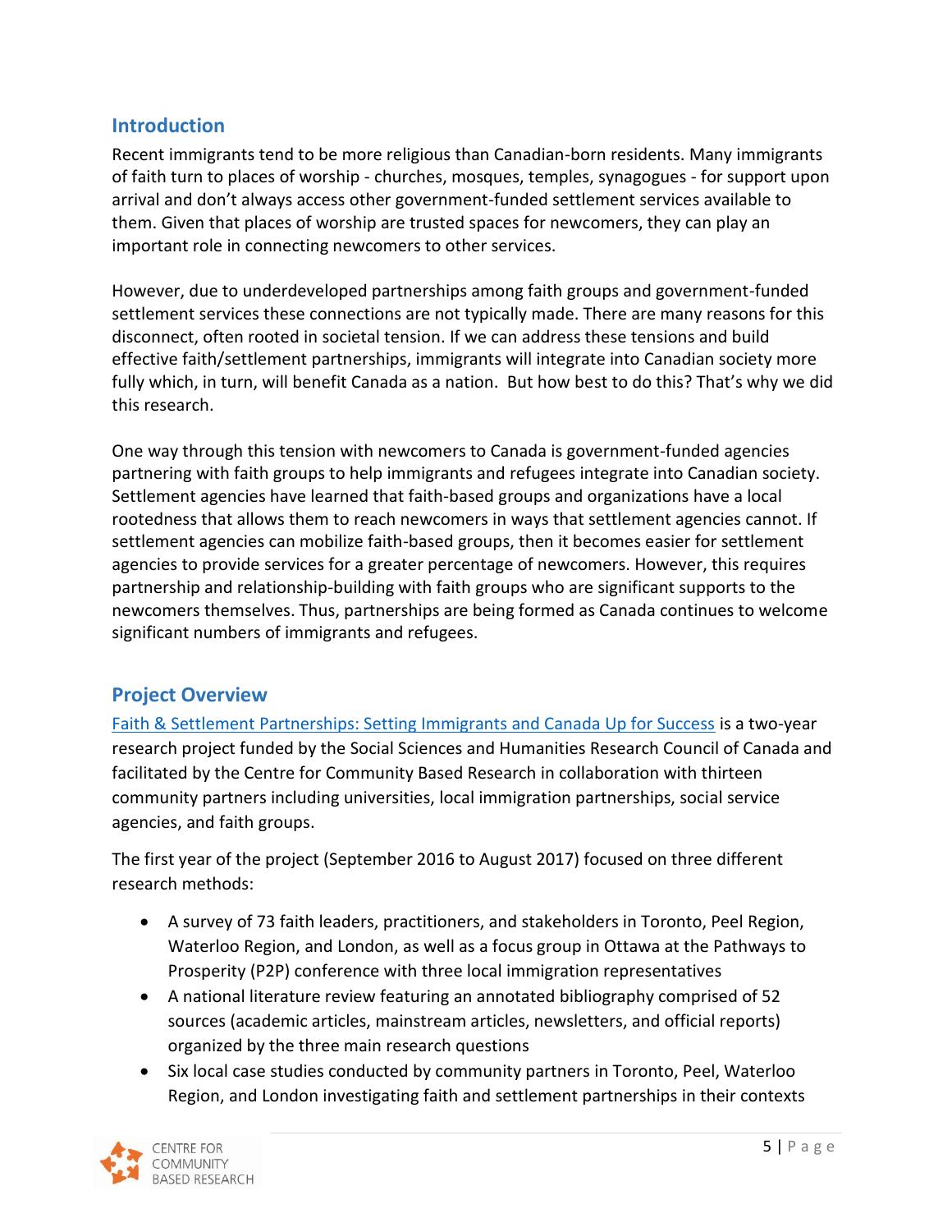## Introduction

Recent immigrants tend to be more religious than Canadian-born residents. Many immigrants of faith turn to places of worship - churches, mosques, temples, synagogues - for support upon arrival and don't always access other government-funded settlement services available to them. Given that places of worship are trusted spaces for newcomers, they can play an important role in connecting newcomers to other services.

However, due to underdeveloped partnerships among faith groups and government-funded settlement services these connections are not typically made. There are many reasons for this disconnect, often rooted in societal tension. If we can address these tensions and build effective faith/settlement partnerships, immigrants will integrate into Canadian society more fully which, in turn, will benefit Canada as a nation. But how best to do this? That's why we did this research.

One way through this tension with newcomers to Canada is government-funded agencies partnering with faith groups to help immigrants and refugees integrate into Canadian society. Settlement agencies have learned that faith-based groups and organizations have a local rootedness that allows them to reach newcomers in ways that settlement agencies cannot. If settlement agencies can mobilize faith-based groups, then it becomes easier for settlement agencies to provide services for a greater percentage of newcomers. However, this requires partnership and relationship-building with faith groups who are significant supports to the newcomers themselves. Thus, partnerships are being formed as Canada continues to welcome significant numbers of immigrants and refugees.

## Project Overview

Faith & Settlement Partnerships: Setting Immigrants and Canada Up for Success is a two-year research project funded by the Social Sciences and Humanities Research Council of Canada and facilitated by the Centre for Community Based Research in collaboration with thirteen community partners including universities, local immigration partnerships, social service agencies, and faith groups.

The first year of the project (September 2016 to August 2017) focused on three different research methods:

- A survey of 73 faith leaders, practitioners, and stakeholders in Toronto, Peel Region, Waterloo Region, and London, as well as a focus group in Ottawa at the Pathways to Prosperity (P2P) conference with three local immigration representatives
- A national literature review featuring an annotated bibliography comprised of 52 sources (academic articles, mainstream articles, newsletters, and official reports) organized by the three main research questions
- Six local case studies conducted by community partners in Toronto, Peel, Waterloo Region, and London investigating faith and settlement partnerships in their contexts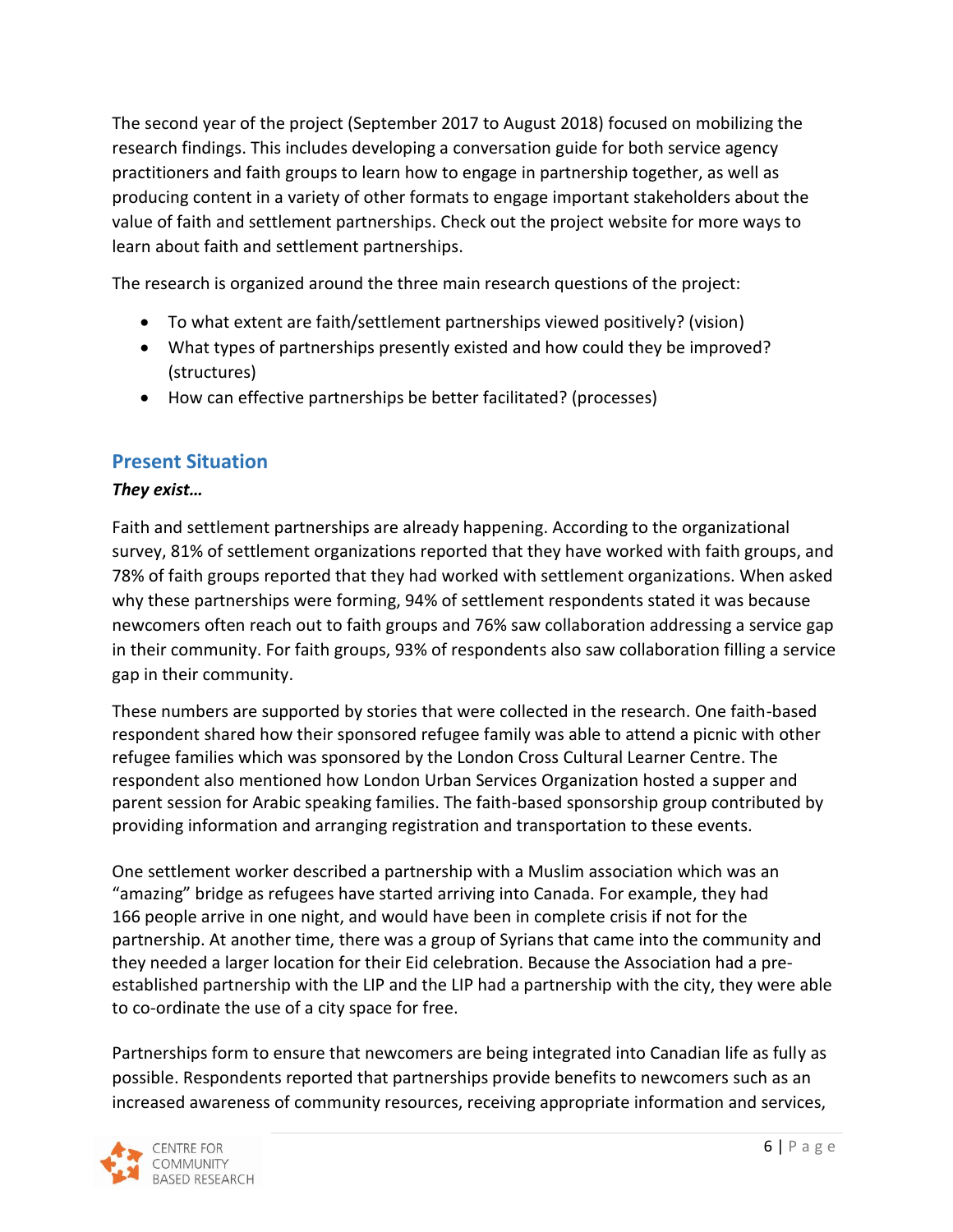The second year of the project (September 2017 to August 2018) focused on mobilizing the research findings. This includes developing a conversation guide for both service agency practitioners and faith groups to learn how to engage in partnership together, as well as producing content in a variety of other formats to engage important stakeholders about the value of faith and settlement partnerships. Check out the project website for more ways to learn about faith and settlement partnerships.

The research is organized around the three main research questions of the project:

- To what extent are faith/settlement partnerships viewed positively? (vision)
- What types of partnerships presently existed and how could they be improved? (structures)
- How can effective partnerships be better facilitated? (processes)

## Present Situation

***They exist…***

Faith and settlement partnerships are already happening. According to the organizational survey, 81% of settlement organizations reported that they have worked with faith groups, and 78% of faith groups reported that they had worked with settlement organizations. When asked why these partnerships were forming, 94% of settlement respondents stated it was because newcomers often reach out to faith groups and 76% saw collaboration addressing a service gap in their community. For faith groups, 93% of respondents also saw collaboration filling a service gap in their community.

These numbers are supported by stories that were collected in the research. One faith-based respondent shared how their sponsored refugee family was able to attend a picnic with other refugee families which was sponsored by the London Cross Cultural Learner Centre. The respondent also mentioned how London Urban Services Organization hosted a supper and parent session for Arabic speaking families. The faith-based sponsorship group contributed by providing information and arranging registration and transportation to these events.

One settlement worker described a partnership with a Muslim association which was an "amazing" bridge as refugees have started arriving into Canada. For example, they had 166 people arrive in one night, and would have been in complete crisis if not for the partnership. At another time, there was a group of Syrians that came into the community and they needed a larger location for their Eid celebration. Because the Association had a pre-established partnership with the LIP and the LIP had a partnership with the city, they were able to co-ordinate the use of a city space for free.

Partnerships form to ensure that newcomers are being integrated into Canadian life as fully as possible. Respondents reported that partnerships provide benefits to newcomers such as an increased awareness of community resources, receiving appropriate information and services,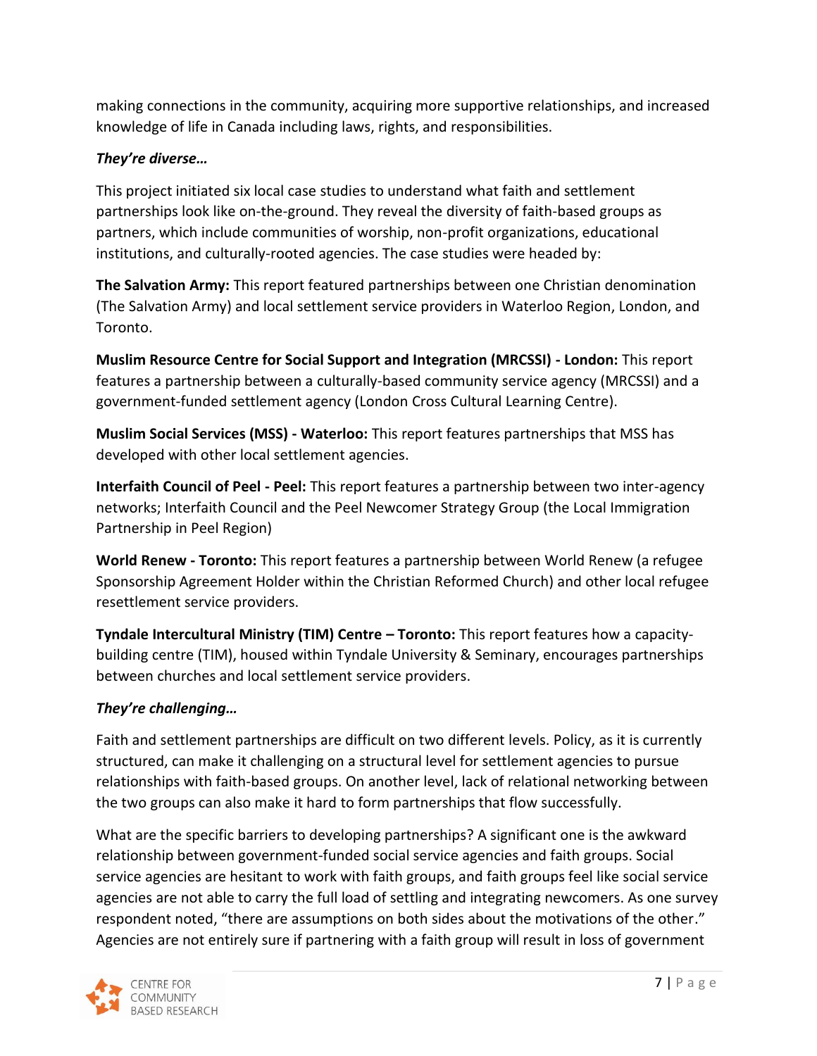making connections in the community, acquiring more supportive relationships, and increased knowledge of life in Canada including laws, rights, and responsibilities.

***They're diverse…***

This project initiated six local case studies to understand what faith and settlement partnerships look like on-the-ground. They reveal the diversity of faith-based groups as partners, which include communities of worship, non-profit organizations, educational institutions, and culturally-rooted agencies. The case studies were headed by:

**The Salvation Army:** This report featured partnerships between one Christian denomination (The Salvation Army) and local settlement service providers in Waterloo Region, London, and Toronto.

**Muslim Resource Centre for Social Support and Integration (MRCSSI) - London:** This report features a partnership between a culturally-based community service agency (MRCSSI) and a government-funded settlement agency (London Cross Cultural Learning Centre).

**Muslim Social Services (MSS) - Waterloo:** This report features partnerships that MSS has developed with other local settlement agencies.

**Interfaith Council of Peel - Peel:** This report features a partnership between two inter-agency networks; Interfaith Council and the Peel Newcomer Strategy Group (the Local Immigration Partnership in Peel Region)

**World Renew - Toronto:** This report features a partnership between World Renew (a refugee Sponsorship Agreement Holder within the Christian Reformed Church) and other local refugee resettlement service providers.

**Tyndale Intercultural Ministry (TIM) Centre – Toronto:** This report features how a capacity-building centre (TIM), housed within Tyndale University & Seminary, encourages partnerships between churches and local settlement service providers.

***They're challenging…***

Faith and settlement partnerships are difficult on two different levels. Policy, as it is currently structured, can make it challenging on a structural level for settlement agencies to pursue relationships with faith-based groups. On another level, lack of relational networking between the two groups can also make it hard to form partnerships that flow successfully.

What are the specific barriers to developing partnerships? A significant one is the awkward relationship between government-funded social service agencies and faith groups. Social service agencies are hesitant to work with faith groups, and faith groups feel like social service agencies are not able to carry the full load of settling and integrating newcomers. As one survey respondent noted, "there are assumptions on both sides about the motivations of the other." Agencies are not entirely sure if partnering with a faith group will result in loss of government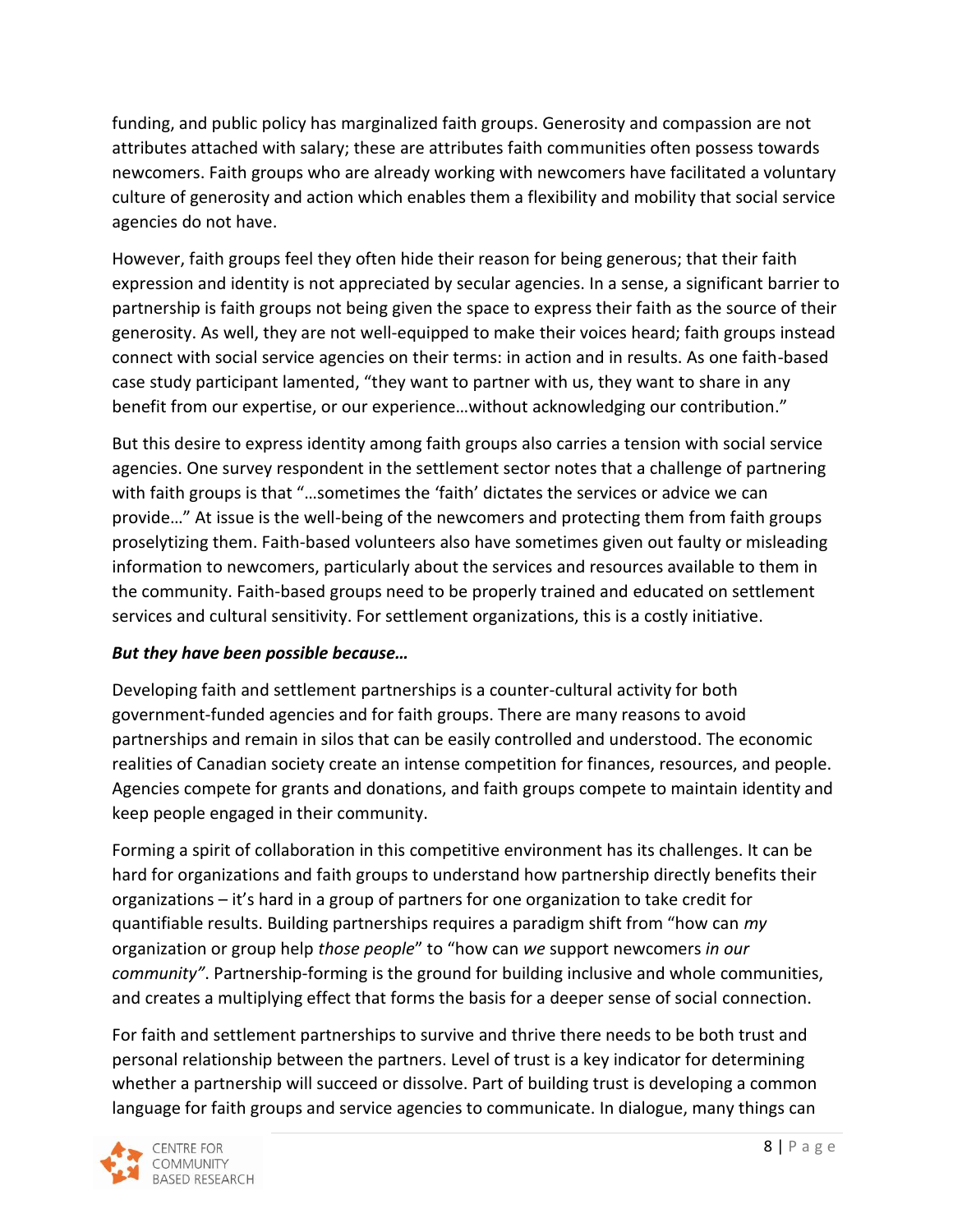funding, and public policy has marginalized faith groups. Generosity and compassion are not attributes attached with salary; these are attributes faith communities often possess towards newcomers. Faith groups who are already working with newcomers have facilitated a voluntary culture of generosity and action which enables them a flexibility and mobility that social service agencies do not have.

However, faith groups feel they often hide their reason for being generous; that their faith expression and identity is not appreciated by secular agencies. In a sense, a significant barrier to partnership is faith groups not being given the space to express their faith as the source of their generosity. As well, they are not well-equipped to make their voices heard; faith groups instead connect with social service agencies on their terms: in action and in results. As one faith-based case study participant lamented, "they want to partner with us, they want to share in any benefit from our expertise, or our experience…without acknowledging our contribution."

But this desire to express identity among faith groups also carries a tension with social service agencies. One survey respondent in the settlement sector notes that a challenge of partnering with faith groups is that "…sometimes the 'faith' dictates the services or advice we can provide…" At issue is the well-being of the newcomers and protecting them from faith groups proselytizing them. Faith-based volunteers also have sometimes given out faulty or misleading information to newcomers, particularly about the services and resources available to them in the community. Faith-based groups need to be properly trained and educated on settlement services and cultural sensitivity. For settlement organizations, this is a costly initiative.

***But they have been possible because…***

Developing faith and settlement partnerships is a counter-cultural activity for both government-funded agencies and for faith groups. There are many reasons to avoid partnerships and remain in silos that can be easily controlled and understood. The economic realities of Canadian society create an intense competition for finances, resources, and people. Agencies compete for grants and donations, and faith groups compete to maintain identity and keep people engaged in their community.

Forming a spirit of collaboration in this competitive environment has its challenges. It can be hard for organizations and faith groups to understand how partnership directly benefits their organizations – it's hard in a group of partners for one organization to take credit for quantifiable results. Building partnerships requires a paradigm shift from "how can *my* organization or group help *those people*" to "how can *we* support newcomers *in our community"*. Partnership-forming is the ground for building inclusive and whole communities, and creates a multiplying effect that forms the basis for a deeper sense of social connection.

For faith and settlement partnerships to survive and thrive there needs to be both trust and personal relationship between the partners. Level of trust is a key indicator for determining whether a partnership will succeed or dissolve. Part of building trust is developing a common language for faith groups and service agencies to communicate. In dialogue, many things can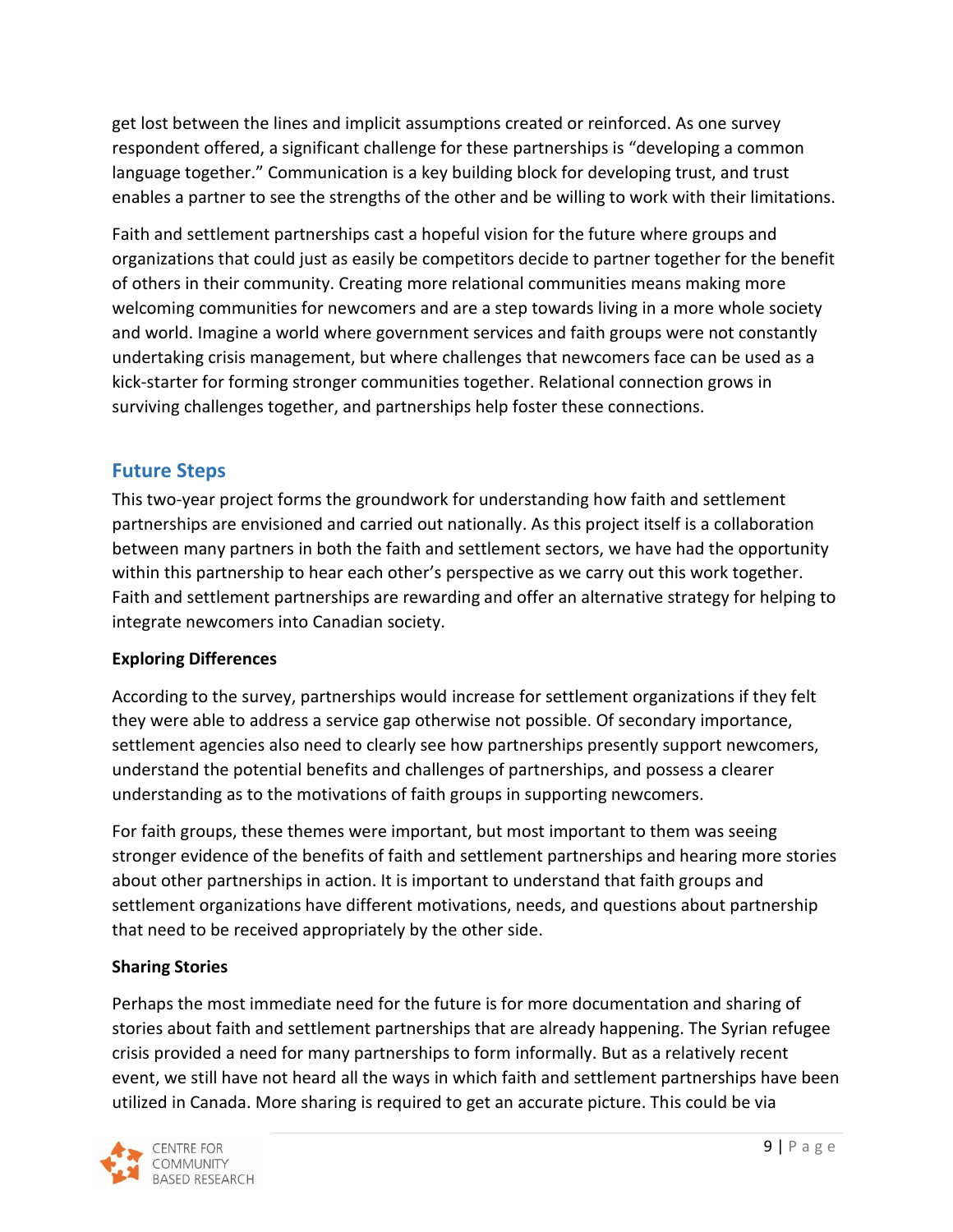get lost between the lines and implicit assumptions created or reinforced. As one survey respondent offered, a significant challenge for these partnerships is "developing a common language together." Communication is a key building block for developing trust, and trust enables a partner to see the strengths of the other and be willing to work with their limitations.

Faith and settlement partnerships cast a hopeful vision for the future where groups and organizations that could just as easily be competitors decide to partner together for the benefit of others in their community. Creating more relational communities means making more welcoming communities for newcomers and are a step towards living in a more whole society and world. Imagine a world where government services and faith groups were not constantly undertaking crisis management, but where challenges that newcomers face can be used as a kick-starter for forming stronger communities together. Relational connection grows in surviving challenges together, and partnerships help foster these connections.

## Future Steps

This two-year project forms the groundwork for understanding how faith and settlement partnerships are envisioned and carried out nationally. As this project itself is a collaboration between many partners in both the faith and settlement sectors, we have had the opportunity within this partnership to hear each other's perspective as we carry out this work together. Faith and settlement partnerships are rewarding and offer an alternative strategy for helping to integrate newcomers into Canadian society.

**Exploring Differences**

According to the survey, partnerships would increase for settlement organizations if they felt they were able to address a service gap otherwise not possible. Of secondary importance, settlement agencies also need to clearly see how partnerships presently support newcomers, understand the potential benefits and challenges of partnerships, and possess a clearer understanding as to the motivations of faith groups in supporting newcomers.

For faith groups, these themes were important, but most important to them was seeing stronger evidence of the benefits of faith and settlement partnerships and hearing more stories about other partnerships in action. It is important to understand that faith groups and settlement organizations have different motivations, needs, and questions about partnership that need to be received appropriately by the other side.

**Sharing Stories**

Perhaps the most immediate need for the future is for more documentation and sharing of stories about faith and settlement partnerships that are already happening. The Syrian refugee crisis provided a need for many partnerships to form informally. But as a relatively recent event, we still have not heard all the ways in which faith and settlement partnerships have been utilized in Canada. More sharing is required to get an accurate picture. This could be via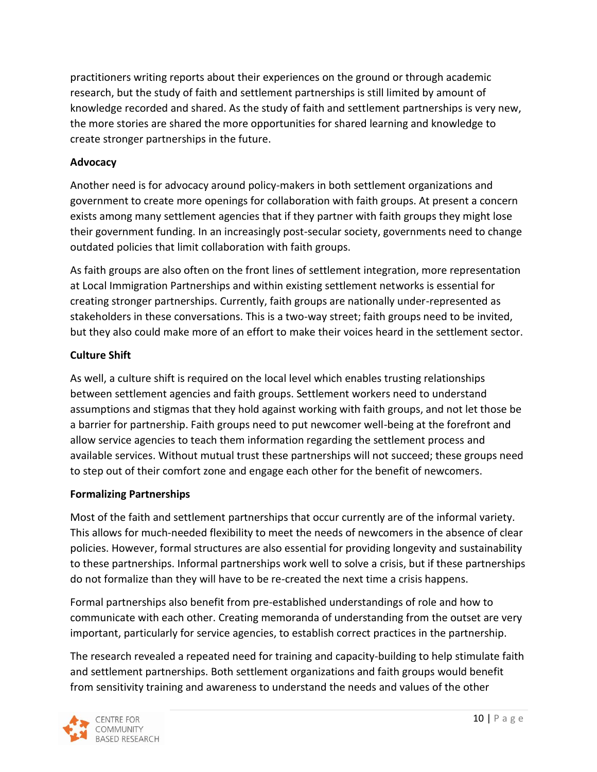practitioners writing reports about their experiences on the ground or through academic research, but the study of faith and settlement partnerships is still limited by amount of knowledge recorded and shared. As the study of faith and settlement partnerships is very new, the more stories are shared the more opportunities for shared learning and knowledge to create stronger partnerships in the future.

**Advocacy**

Another need is for advocacy around policy-makers in both settlement organizations and government to create more openings for collaboration with faith groups. At present a concern exists among many settlement agencies that if they partner with faith groups they might lose their government funding. In an increasingly post-secular society, governments need to change outdated policies that limit collaboration with faith groups.

As faith groups are also often on the front lines of settlement integration, more representation at Local Immigration Partnerships and within existing settlement networks is essential for creating stronger partnerships. Currently, faith groups are nationally under-represented as stakeholders in these conversations. This is a two-way street; faith groups need to be invited, but they also could make more of an effort to make their voices heard in the settlement sector.

**Culture Shift**

As well, a culture shift is required on the local level which enables trusting relationships between settlement agencies and faith groups. Settlement workers need to understand assumptions and stigmas that they hold against working with faith groups, and not let those be a barrier for partnership. Faith groups need to put newcomer well-being at the forefront and allow service agencies to teach them information regarding the settlement process and available services. Without mutual trust these partnerships will not succeed; these groups need to step out of their comfort zone and engage each other for the benefit of newcomers.

**Formalizing Partnerships**

Most of the faith and settlement partnerships that occur currently are of the informal variety. This allows for much-needed flexibility to meet the needs of newcomers in the absence of clear policies. However, formal structures are also essential for providing longevity and sustainability to these partnerships. Informal partnerships work well to solve a crisis, but if these partnerships do not formalize than they will have to be re-created the next time a crisis happens.

Formal partnerships also benefit from pre-established understandings of role and how to communicate with each other. Creating memoranda of understanding from the outset are very important, particularly for service agencies, to establish correct practices in the partnership.

The research revealed a repeated need for training and capacity-building to help stimulate faith and settlement partnerships. Both settlement organizations and faith groups would benefit from sensitivity training and awareness to understand the needs and values of the other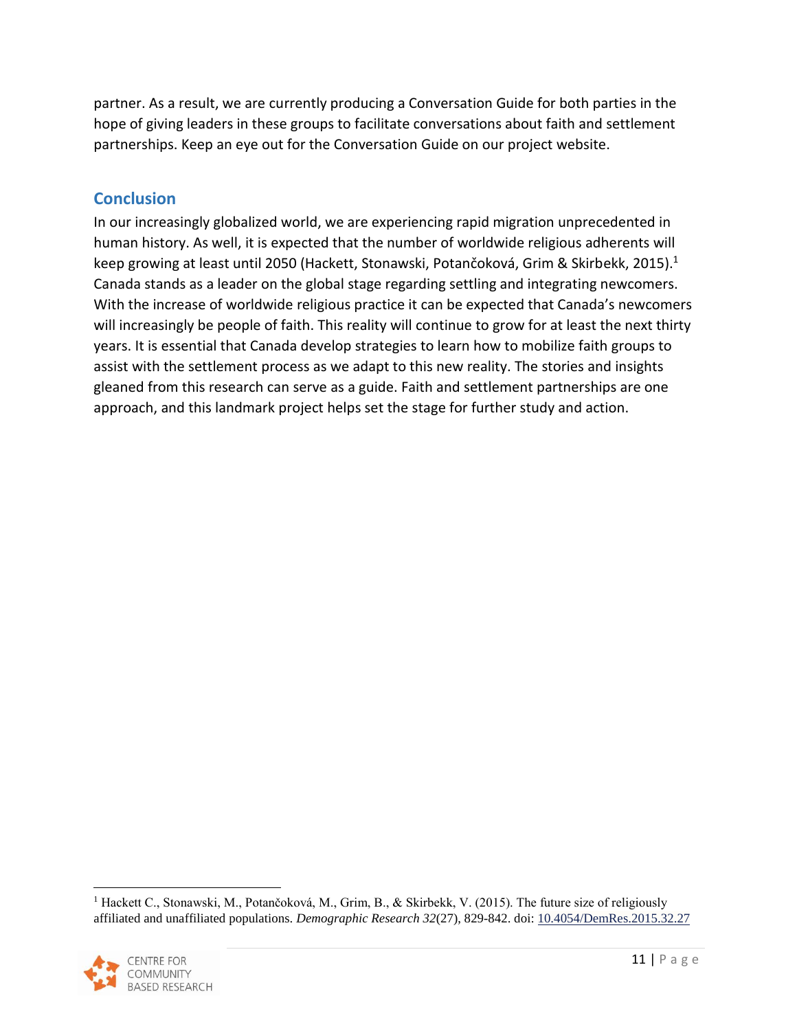partner. As a result, we are currently producing a Conversation Guide for both parties in the hope of giving leaders in these groups to facilitate conversations about faith and settlement partnerships. Keep an eye out for the Conversation Guide on our project website.

## Conclusion

In our increasingly globalized world, we are experiencing rapid migration unprecedented in human history. As well, it is expected that the number of worldwide religious adherents will keep growing at least until 2050 (Hackett, Stonawski, Potančoková, Grim & Skirbekk, 2015).[1] Canada stands as a leader on the global stage regarding settling and integrating newcomers. With the increase of worldwide religious practice it can be expected that Canada's newcomers will increasingly be people of faith. This reality will continue to grow for at least the next thirty years. It is essential that Canada develop strategies to learn how to mobilize faith groups to assist with the settlement process as we adapt to this new reality. The stories and insights gleaned from this research can serve as a guide. Faith and settlement partnerships are one approach, and this landmark project helps set the stage for further study and action.

---

[1] Hackett C., Stonawski, M., Potančoková, M., Grim, B., & Skirbekk, V. (2015). The future size of religiously affiliated and unaffiliated populations. *Demographic Research 32*(27), 829-842. doi: 10.4054/DemRes.2015.32.27